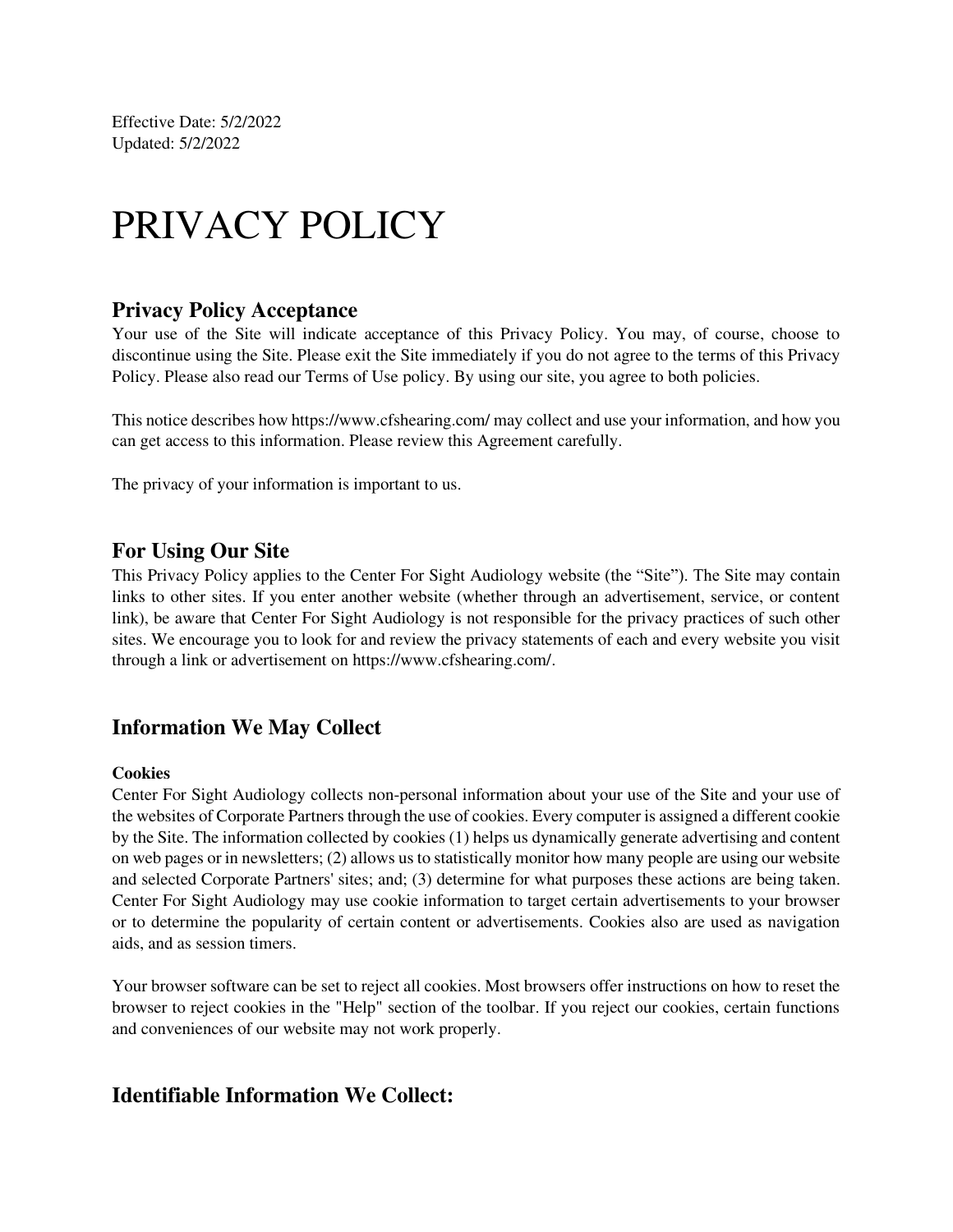Effective Date: 5/2/2022
Updated: 5/2/2022

# PRIVACY POLICY

## Privacy Policy Acceptance

Your use of the Site will indicate acceptance of this Privacy Policy. You may, of course, choose to discontinue using the Site. Please exit the Site immediately if you do not agree to the terms of this Privacy Policy. Please also read our Terms of Use policy. By using our site, you agree to both policies.

This notice describes how https://www.cfshearing.com/ may collect and use your information, and how you can get access to this information. Please review this Agreement carefully.

The privacy of your information is important to us.

## For Using Our Site

This Privacy Policy applies to the Center For Sight Audiology website (the "Site"). The Site may contain links to other sites. If you enter another website (whether through an advertisement, service, or content link), be aware that Center For Sight Audiology is not responsible for the privacy practices of such other sites. We encourage you to look for and review the privacy statements of each and every website you visit through a link or advertisement on https://www.cfshearing.com/.

## Information We May Collect

#### Cookies

Center For Sight Audiology collects non-personal information about your use of the Site and your use of the websites of Corporate Partners through the use of cookies. Every computer is assigned a different cookie by the Site. The information collected by cookies (1) helps us dynamically generate advertising and content on web pages or in newsletters; (2) allows us to statistically monitor how many people are using our website and selected Corporate Partners' sites; and; (3) determine for what purposes these actions are being taken. Center For Sight Audiology may use cookie information to target certain advertisements to your browser or to determine the popularity of certain content or advertisements. Cookies also are used as navigation aids, and as session timers.

Your browser software can be set to reject all cookies. Most browsers offer instructions on how to reset the browser to reject cookies in the "Help" section of the toolbar. If you reject our cookies, certain functions and conveniences of our website may not work properly.

## Identifiable Information We Collect: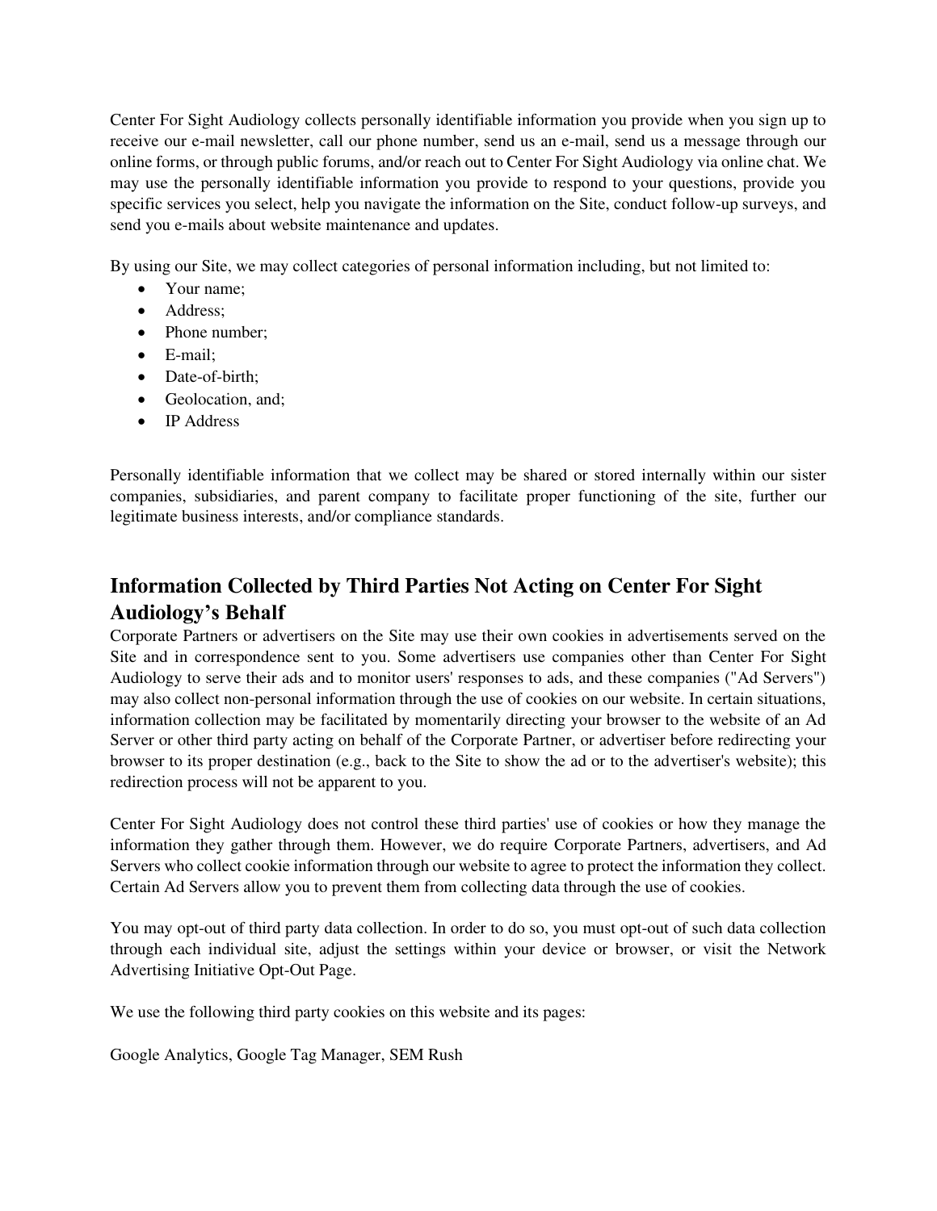Center For Sight Audiology collects personally identifiable information you provide when you sign up to receive our e-mail newsletter, call our phone number, send us an e-mail, send us a message through our online forms, or through public forums, and/or reach out to Center For Sight Audiology via online chat. We may use the personally identifiable information you provide to respond to your questions, provide you specific services you select, help you navigate the information on the Site, conduct follow-up surveys, and send you e-mails about website maintenance and updates.

By using our Site, we may collect categories of personal information including, but not limited to:

- Your name;
- Address;
- Phone number;
- E-mail;
- Date-of-birth;
- Geolocation, and;
- IP Address

Personally identifiable information that we collect may be shared or stored internally within our sister companies, subsidiaries, and parent company to facilitate proper functioning of the site, further our legitimate business interests, and/or compliance standards.

## Information Collected by Third Parties Not Acting on Center For Sight Audiology's Behalf

Corporate Partners or advertisers on the Site may use their own cookies in advertisements served on the Site and in correspondence sent to you. Some advertisers use companies other than Center For Sight Audiology to serve their ads and to monitor users' responses to ads, and these companies ("Ad Servers") may also collect non-personal information through the use of cookies on our website. In certain situations, information collection may be facilitated by momentarily directing your browser to the website of an Ad Server or other third party acting on behalf of the Corporate Partner, or advertiser before redirecting your browser to its proper destination (e.g., back to the Site to show the ad or to the advertiser's website); this redirection process will not be apparent to you.

Center For Sight Audiology does not control these third parties' use of cookies or how they manage the information they gather through them. However, we do require Corporate Partners, advertisers, and Ad Servers who collect cookie information through our website to agree to protect the information they collect. Certain Ad Servers allow you to prevent them from collecting data through the use of cookies.

You may opt-out of third party data collection. In order to do so, you must opt-out of such data collection through each individual site, adjust the settings within your device or browser, or visit the Network Advertising Initiative Opt-Out Page.

We use the following third party cookies on this website and its pages:

Google Analytics, Google Tag Manager, SEM Rush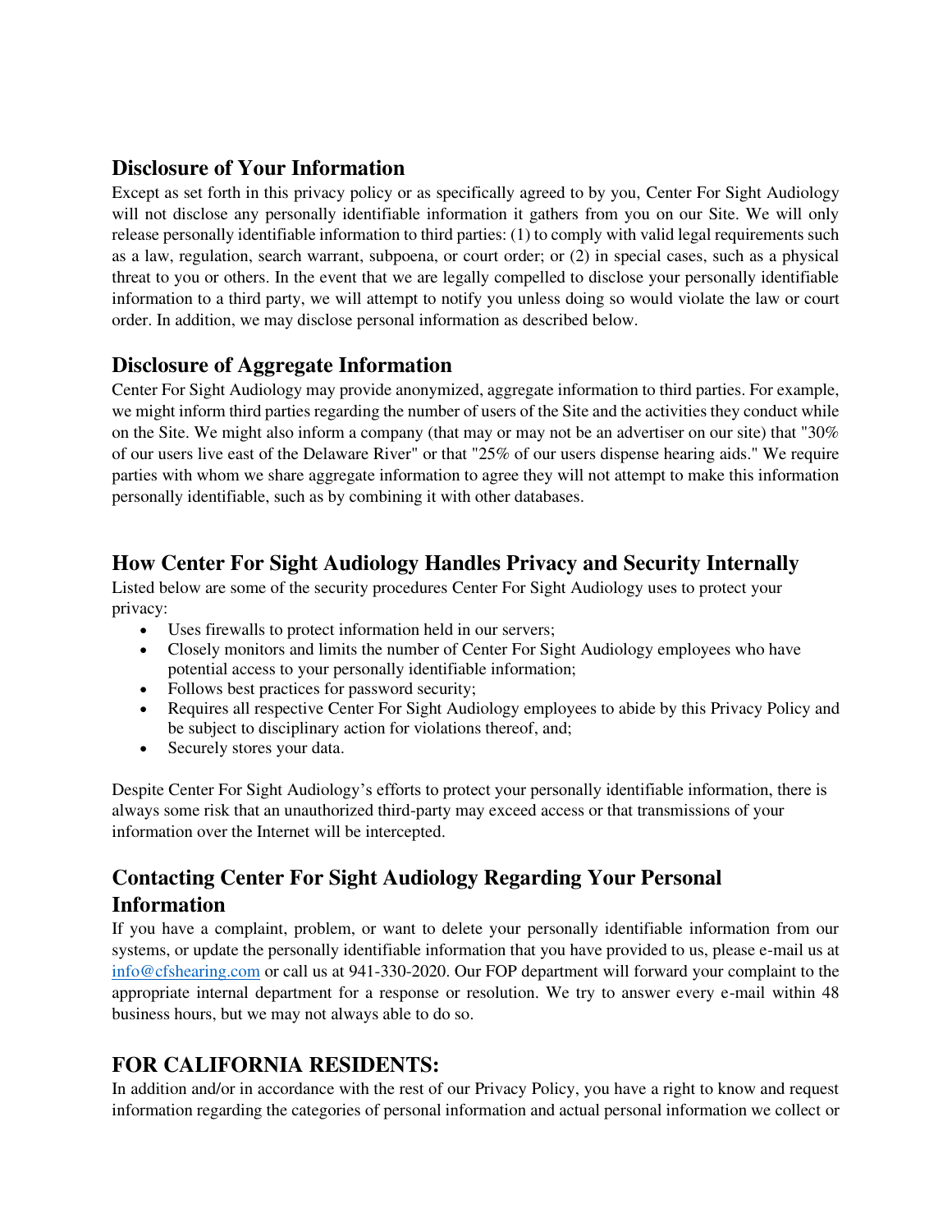## Disclosure of Your Information

Except as set forth in this privacy policy or as specifically agreed to by you, Center For Sight Audiology will not disclose any personally identifiable information it gathers from you on our Site. We will only release personally identifiable information to third parties: (1) to comply with valid legal requirements such as a law, regulation, search warrant, subpoena, or court order; or (2) in special cases, such as a physical threat to you or others. In the event that we are legally compelled to disclose your personally identifiable information to a third party, we will attempt to notify you unless doing so would violate the law or court order. In addition, we may disclose personal information as described below.

## Disclosure of Aggregate Information

Center For Sight Audiology may provide anonymized, aggregate information to third parties. For example, we might inform third parties regarding the number of users of the Site and the activities they conduct while on the Site. We might also inform a company (that may or may not be an advertiser on our site) that "30% of our users live east of the Delaware River" or that "25% of our users dispense hearing aids." We require parties with whom we share aggregate information to agree they will not attempt to make this information personally identifiable, such as by combining it with other databases.

## How Center For Sight Audiology Handles Privacy and Security Internally

Listed below are some of the security procedures Center For Sight Audiology uses to protect your privacy:

- Uses firewalls to protect information held in our servers;
- Closely monitors and limits the number of Center For Sight Audiology employees who have potential access to your personally identifiable information;
- Follows best practices for password security;
- Requires all respective Center For Sight Audiology employees to abide by this Privacy Policy and be subject to disciplinary action for violations thereof, and;
- Securely stores your data.

Despite Center For Sight Audiology's efforts to protect your personally identifiable information, there is always some risk that an unauthorized third-party may exceed access or that transmissions of your information over the Internet will be intercepted.

## Contacting Center For Sight Audiology Regarding Your Personal Information

If you have a complaint, problem, or want to delete your personally identifiable information from our systems, or update the personally identifiable information that you have provided to us, please e-mail us at [info@cfshearing.com](mailto:info@cfshearing.com) or call us at 941-330-2020. Our FOP department will forward your complaint to the appropriate internal department for a response or resolution. We try to answer every e-mail within 48 business hours, but we may not always able to do so.

## FOR CALIFORNIA RESIDENTS:

In addition and/or in accordance with the rest of our Privacy Policy, you have a right to know and request information regarding the categories of personal information and actual personal information we collect or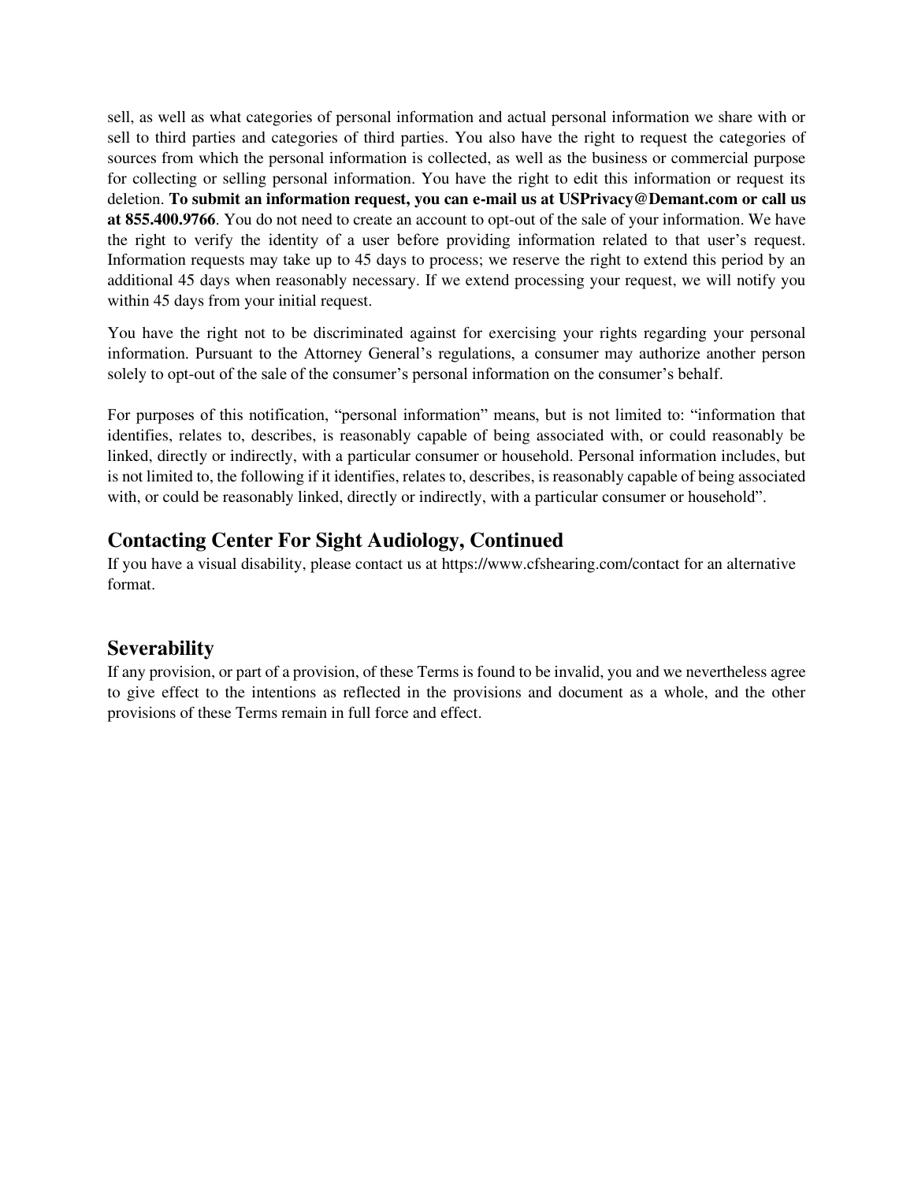sell, as well as what categories of personal information and actual personal information we share with or sell to third parties and categories of third parties. You also have the right to request the categories of sources from which the personal information is collected, as well as the business or commercial purpose for collecting or selling personal information. You have the right to edit this information or request its deletion. **To submit an information request, you can e-mail us at USPrivacy@Demant.com or call us at 855.400.9766**. You do not need to create an account to opt-out of the sale of your information. We have the right to verify the identity of a user before providing information related to that user's request. Information requests may take up to 45 days to process; we reserve the right to extend this period by an additional 45 days when reasonably necessary. If we extend processing your request, we will notify you within 45 days from your initial request.

You have the right not to be discriminated against for exercising your rights regarding your personal information. Pursuant to the Attorney General's regulations, a consumer may authorize another person solely to opt-out of the sale of the consumer's personal information on the consumer's behalf.

For purposes of this notification, "personal information" means, but is not limited to: "information that identifies, relates to, describes, is reasonably capable of being associated with, or could reasonably be linked, directly or indirectly, with a particular consumer or household. Personal information includes, but is not limited to, the following if it identifies, relates to, describes, is reasonably capable of being associated with, or could be reasonably linked, directly or indirectly, with a particular consumer or household".

## Contacting Center For Sight Audiology, Continued

If you have a visual disability, please contact us at https://www.cfshearing.com/contact for an alternative format.

## Severability

If any provision, or part of a provision, of these Terms is found to be invalid, you and we nevertheless agree to give effect to the intentions as reflected in the provisions and document as a whole, and the other provisions of these Terms remain in full force and effect.